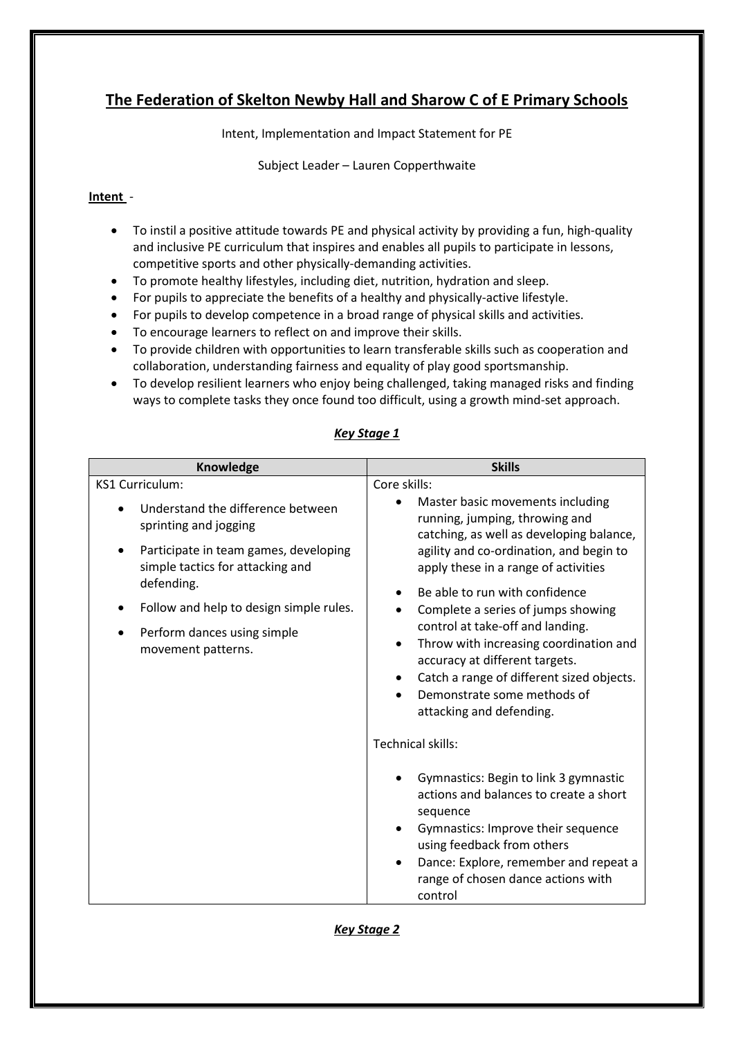# The Federation of Skelton Newby Hall and Sharow C of E Primary Schools

Intent, Implementation and Impact Statement for PE

Subject Leader – Lauren Copperthwaite

**Intent** -

- To instil a positive attitude towards PE and physical activity by providing a fun, high-quality and inclusive PE curriculum that inspires and enables all pupils to participate in lessons, competitive sports and other physically-demanding activities.
- To promote healthy lifestyles, including diet, nutrition, hydration and sleep.
- For pupils to appreciate the benefits of a healthy and physically-active lifestyle.
- For pupils to develop competence in a broad range of physical skills and activities.
- To encourage learners to reflect on and improve their skills.
- To provide children with opportunities to learn transferable skills such as cooperation and collaboration, understanding fairness and equality of play good sportsmanship.
- To develop resilient learners who enjoy being challenged, taking managed risks and finding ways to complete tasks they once found too difficult, using a growth mind-set approach.

## *Key Stage 1*

| Knowledge | Skills |
|---|---|
| KS1 Curriculum:<br>• Understand the difference between sprinting and jogging<br>• Participate in team games, developing simple tactics for attacking and defending.<br>• Follow and help to design simple rules.<br>• Perform dances using simple movement patterns. | Core skills:<br>• Master basic movements including running, jumping, throwing and catching, as well as developing balance, agility and co-ordination, and begin to apply these in a range of activities<br>• Be able to run with confidence<br>• Complete a series of jumps showing control at take-off and landing.<br>• Throw with increasing coordination and accuracy at different targets.<br>• Catch a range of different sized objects.<br>• Demonstrate some methods of attacking and defending.<br><br>Technical skills:<br>• Gymnastics: Begin to link 3 gymnastic actions and balances to create a short sequence<br>• Gymnastics: Improve their sequence using feedback from others<br>• Dance: Explore, remember and repeat a range of chosen dance actions with control |

## *Key Stage 2*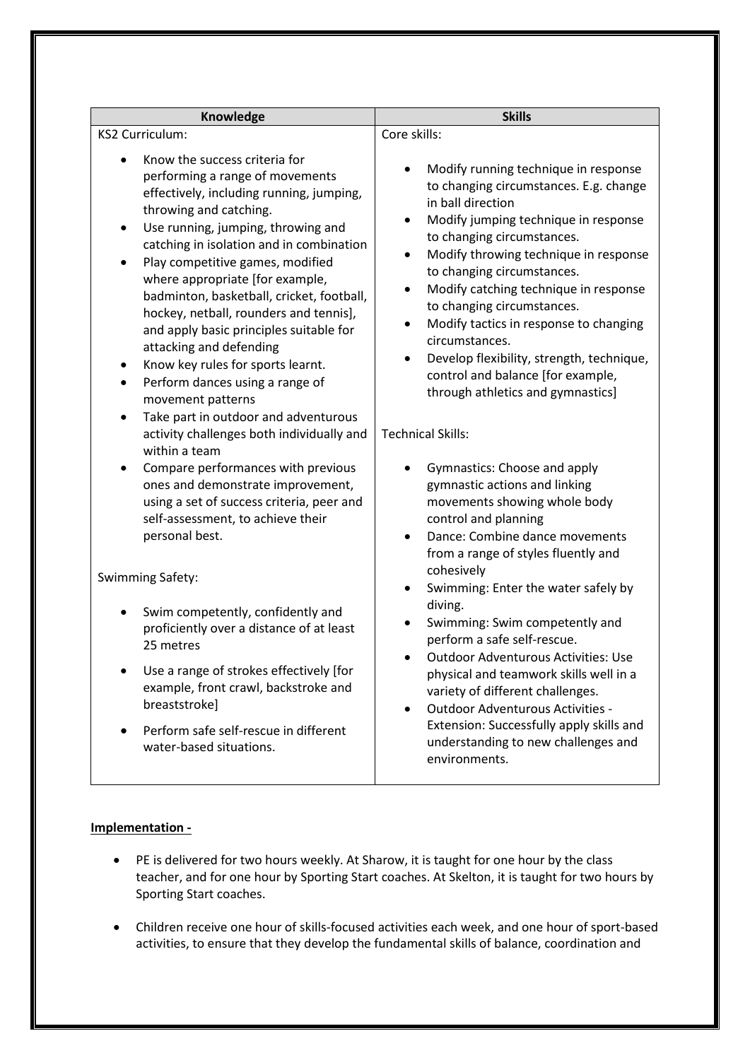| Knowledge | Skills |
|---|---|
| KS2 Curriculum:<br><br>• Know the success criteria for performing a range of movements effectively, including running, jumping, throwing and catching.<br>• Use running, jumping, throwing and catching in isolation and in combination<br>• Play competitive games, modified where appropriate [for example, badminton, basketball, cricket, football, hockey, netball, rounders and tennis], and apply basic principles suitable for attacking and defending<br>• Know key rules for sports learnt.<br>• Perform dances using a range of movement patterns<br>• Take part in outdoor and adventurous activity challenges both individually and within a team<br>• Compare performances with previous ones and demonstrate improvement, using a set of success criteria, peer and self-assessment, to achieve their personal best.<br><br>Swimming Safety:<br><br>• Swim competently, confidently and proficiently over a distance of at least 25 metres<br>• Use a range of strokes effectively [for example, front crawl, backstroke and breaststroke]<br>• Perform safe self-rescue in different water-based situations. | Core skills:<br><br>• Modify running technique in response to changing circumstances. E.g. change in ball direction<br>• Modify jumping technique in response to changing circumstances.<br>• Modify throwing technique in response to changing circumstances.<br>• Modify catching technique in response to changing circumstances.<br>• Modify tactics in response to changing circumstances.<br>• Develop flexibility, strength, technique, control and balance [for example, through athletics and gymnastics]<br><br>Technical Skills:<br><br>• Gymnastics: Choose and apply gymnastic actions and linking movements showing whole body control and planning<br>• Dance: Combine dance movements from a range of styles fluently and cohesively<br>• Swimming: Enter the water safely by diving.<br>• Swimming: Swim competently and perform a safe self-rescue.<br>• Outdoor Adventurous Activities: Use physical and teamwork skills well in a variety of different challenges.<br>• Outdoor Adventurous Activities - Extension: Successfully apply skills and understanding to new challenges and environments. |

**Implementation -**

- PE is delivered for two hours weekly. At Sharow, it is taught for one hour by the class teacher, and for one hour by Sporting Start coaches. At Skelton, it is taught for two hours by Sporting Start coaches.

- Children receive one hour of skills-focused activities each week, and one hour of sport-based activities, to ensure that they develop the fundamental skills of balance, coordination and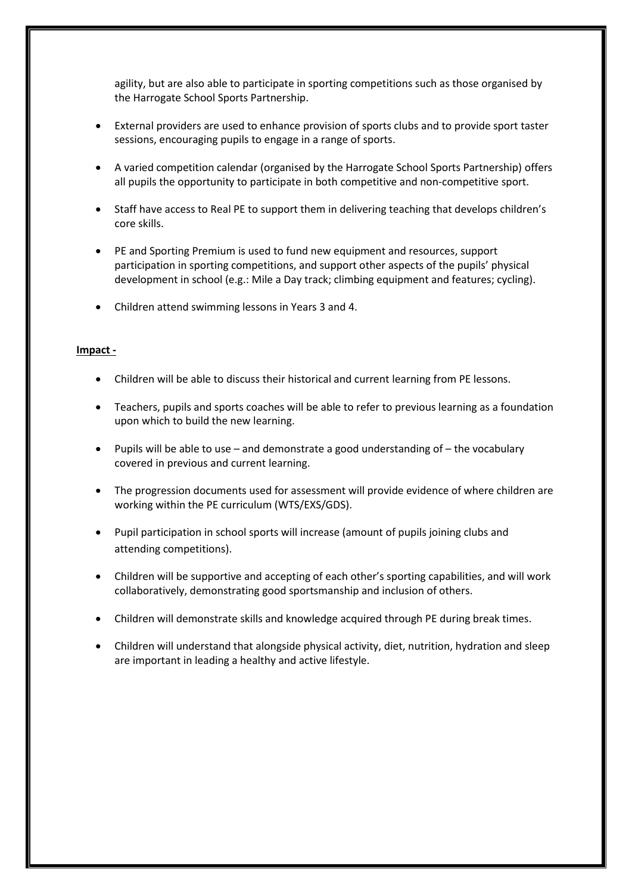agility, but are also able to participate in sporting competitions such as those organised by the Harrogate School Sports Partnership.

- External providers are used to enhance provision of sports clubs and to provide sport taster sessions, encouraging pupils to engage in a range of sports.
- A varied competition calendar (organised by the Harrogate School Sports Partnership) offers all pupils the opportunity to participate in both competitive and non-competitive sport.
- Staff have access to Real PE to support them in delivering teaching that develops children's core skills.
- PE and Sporting Premium is used to fund new equipment and resources, support participation in sporting competitions, and support other aspects of the pupils' physical development in school (e.g.: Mile a Day track; climbing equipment and features; cycling).
- Children attend swimming lessons in Years 3 and 4.

**Impact -**

- Children will be able to discuss their historical and current learning from PE lessons.
- Teachers, pupils and sports coaches will be able to refer to previous learning as a foundation upon which to build the new learning.
- Pupils will be able to use – and demonstrate a good understanding of – the vocabulary covered in previous and current learning.
- The progression documents used for assessment will provide evidence of where children are working within the PE curriculum (WTS/EXS/GDS).
- Pupil participation in school sports will increase (amount of pupils joining clubs and attending competitions).
- Children will be supportive and accepting of each other's sporting capabilities, and will work collaboratively, demonstrating good sportsmanship and inclusion of others.
- Children will demonstrate skills and knowledge acquired through PE during break times.
- Children will understand that alongside physical activity, diet, nutrition, hydration and sleep are important in leading a healthy and active lifestyle.